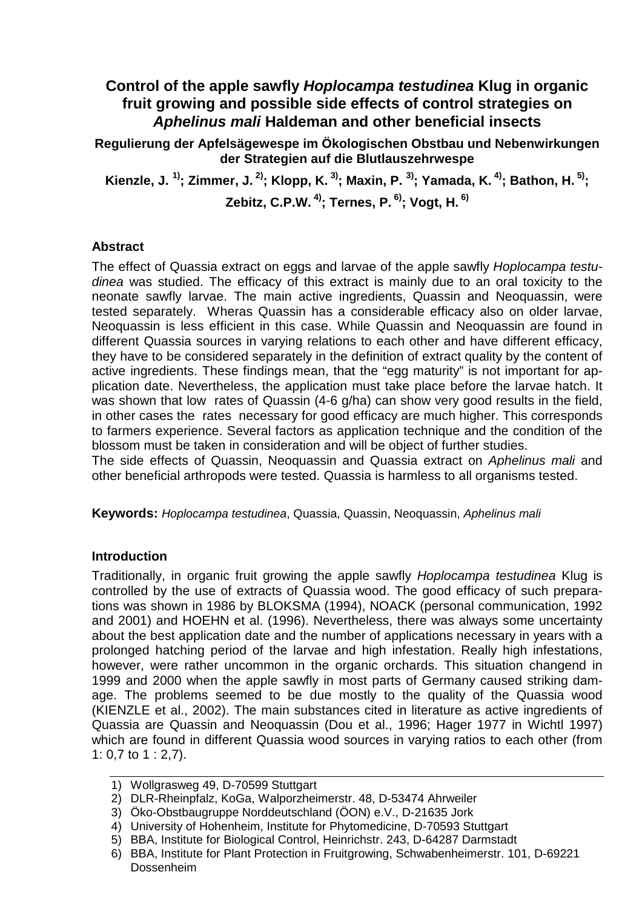# Control of the apple sawfly *Hoplocampa testudinea* Klug in organic fruit growing and possible side effects of control strategies on *Aphelinus mali* Haldeman and other beneficial insects

**Regulierung der Apfelsägewespe im Ökologischen Obstbau und Nebenwirkungen der Strategien auf die Blutlauszehrwespe**

**Kienzle, J. [1]; Zimmer, J. [2]; Klopp, K. [3]; Maxin, P. [3]; Yamada, K. [4]; Bathon, H. [5]; Zebitz, C.P.W. [4]; Ternes, P. [6]; Vogt, H. [6]**

## Abstract

The effect of Quassia extract on eggs and larvae of the apple sawfly *Hoplocampa testudinea* was studied. The efficacy of this extract is mainly due to an oral toxicity to the neonate sawfly larvae. The main active ingredients, Quassin and Neoquassin, were tested separately. Wheras Quassin has a considerable efficacy also on older larvae, Neoquassin is less efficient in this case. While Quassin and Neoquassin are found in different Quassia sources in varying relations to each other and have different efficacy, they have to be considered separately in the definition of extract quality by the content of active ingredients. These findings mean, that the "egg maturity" is not important for application date. Nevertheless, the application must take place before the larvae hatch. It was shown that low rates of Quassin (4-6 g/ha) can show very good results in the field, in other cases the rates necessary for good efficacy are much higher. This corresponds to farmers experience. Several factors as application technique and the condition of the blossom must be taken in consideration and will be object of further studies.

The side effects of Quassin, Neoquassin and Quassia extract on *Aphelinus mali* and other beneficial arthropods were tested. Quassia is harmless to all organisms tested.

**Keywords:** *Hoplocampa testudinea*, Quassia, Quassin, Neoquassin, *Aphelinus mali*

## Introduction

Traditionally, in organic fruit growing the apple sawfly *Hoplocampa testudinea* Klug is controlled by the use of extracts of Quassia wood. The good efficacy of such preparations was shown in 1986 by BLOKSMA (1994), NOACK (personal communication, 1992 and 2001) and HOEHN et al. (1996). Nevertheless, there was always some uncertainty about the best application date and the number of applications necessary in years with a prolonged hatching period of the larvae and high infestation. Really high infestations, however, were rather uncommon in the organic orchards. This situation changend in 1999 and 2000 when the apple sawfly in most parts of Germany caused striking damage. The problems seemed to be due mostly to the quality of the Quassia wood (KIENZLE et al., 2002). The main substances cited in literature as active ingredients of Quassia are Quassin and Neoquassin (Dou et al., 1996; Hager 1977 in Wichtl 1997) which are found in different Quassia wood sources in varying ratios to each other (from 1: 0,7 to 1 : 2,7).

1) Wollgrasweg 49, D-70599 Stuttgart
2) DLR-Rheinpfalz, KoGa, Walporzheimerstr. 48, D-53474 Ahrweiler
3) Öko-Obstbaugruppe Norddeutschland (ÖON) e.V., D-21635 Jork
4) University of Hohenheim, Institute for Phytomedicine, D-70593 Stuttgart
5) BBA, Institute for Biological Control, Heinrichstr. 243, D-64287 Darmstadt
6) BBA, Institute for Plant Protection in Fruitgrowing, Schwabenheimerstr. 101, D-69221 Dossenheim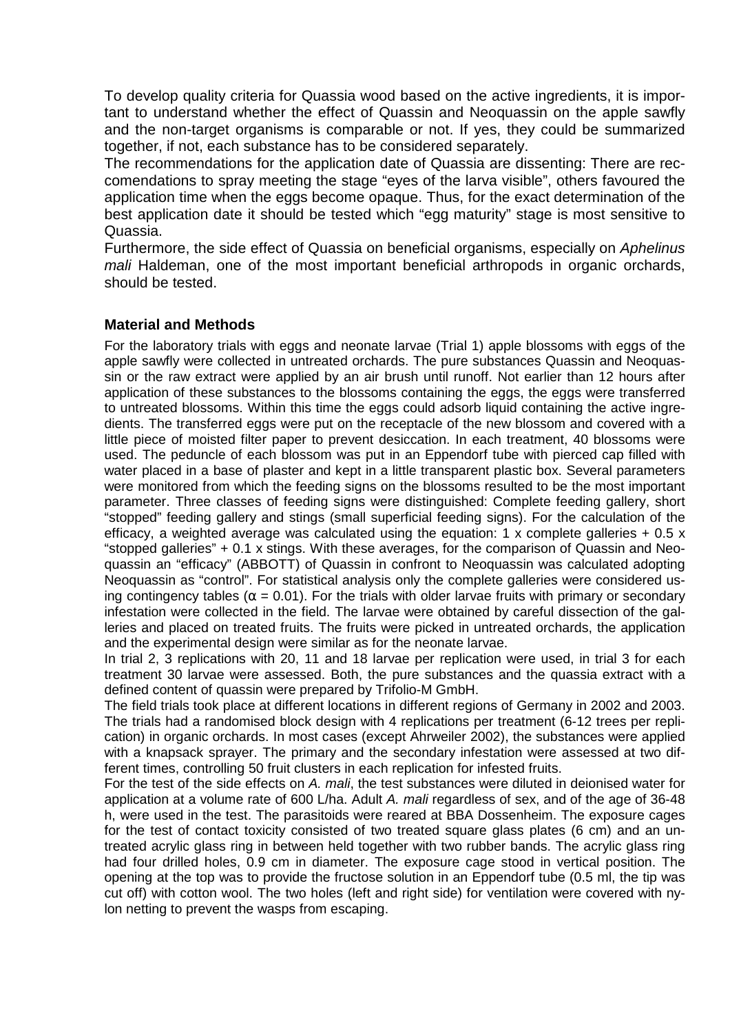To develop quality criteria for Quassia wood based on the active ingredients, it is important to understand whether the effect of Quassin and Neoquassin on the apple sawfly and the non-target organisms is comparable or not. If yes, they could be summarized together, if not, each substance has to be considered separately.

The recommendations for the application date of Quassia are dissenting: There are reccomendations to spray meeting the stage "eyes of the larva visible", others favoured the application time when the eggs become opaque. Thus, for the exact determination of the best application date it should be tested which "egg maturity" stage is most sensitive to Quassia.

Furthermore, the side effect of Quassia on beneficial organisms, especially on *Aphelinus mali* Haldeman, one of the most important beneficial arthropods in organic orchards, should be tested.

## Material and Methods

For the laboratory trials with eggs and neonate larvae (Trial 1) apple blossoms with eggs of the apple sawfly were collected in untreated orchards. The pure substances Quassin and Neoquassin or the raw extract were applied by an air brush until runoff. Not earlier than 12 hours after application of these substances to the blossoms containing the eggs, the eggs were transferred to untreated blossoms. Within this time the eggs could adsorb liquid containing the active ingredients. The transferred eggs were put on the receptacle of the new blossom and covered with a little piece of moisted filter paper to prevent desiccation. In each treatment, 40 blossoms were used. The peduncle of each blossom was put in an Eppendorf tube with pierced cap filled with water placed in a base of plaster and kept in a little transparent plastic box. Several parameters were monitored from which the feeding signs on the blossoms resulted to be the most important parameter. Three classes of feeding signs were distinguished: Complete feeding gallery, short "stopped" feeding gallery and stings (small superficial feeding signs). For the calculation of the efficacy, a weighted average was calculated using the equation: 1 x complete galleries + 0.5 x "stopped galleries" + 0.1 x stings. With these averages, for the comparison of Quassin and Neoquassin an "efficacy" (ABBOTT) of Quassin in confront to Neoquassin was calculated adopting Neoquassin as "control". For statistical analysis only the complete galleries were considered using contingency tables ($\alpha = 0.01$). For the trials with older larvae fruits with primary or secondary infestation were collected in the field. The larvae were obtained by careful dissection of the galleries and placed on treated fruits. The fruits were picked in untreated orchards, the application and the experimental design were similar as for the neonate larvae.

In trial 2, 3 replications with 20, 11 and 18 larvae per replication were used, in trial 3 for each treatment 30 larvae were assessed. Both, the pure substances and the quassia extract with a defined content of quassin were prepared by Trifolio-M GmbH.

The field trials took place at different locations in different regions of Germany in 2002 and 2003. The trials had a randomised block design with 4 replications per treatment (6-12 trees per replication) in organic orchards. In most cases (except Ahrweiler 2002), the substances were applied with a knapsack sprayer. The primary and the secondary infestation were assessed at two different times, controlling 50 fruit clusters in each replication for infested fruits.

For the test of the side effects on *A. mali*, the test substances were diluted in deionised water for application at a volume rate of 600 L/ha. Adult *A. mali* regardless of sex, and of the age of 36-48 h, were used in the test. The parasitoids were reared at BBA Dossenheim. The exposure cages for the test of contact toxicity consisted of two treated square glass plates (6 cm) and an untreated acrylic glass ring in between held together with two rubber bands. The acrylic glass ring had four drilled holes, 0.9 cm in diameter. The exposure cage stood in vertical position. The opening at the top was to provide the fructose solution in an Eppendorf tube (0.5 ml, the tip was cut off) with cotton wool. The two holes (left and right side) for ventilation were covered with nylon netting to prevent the wasps from escaping.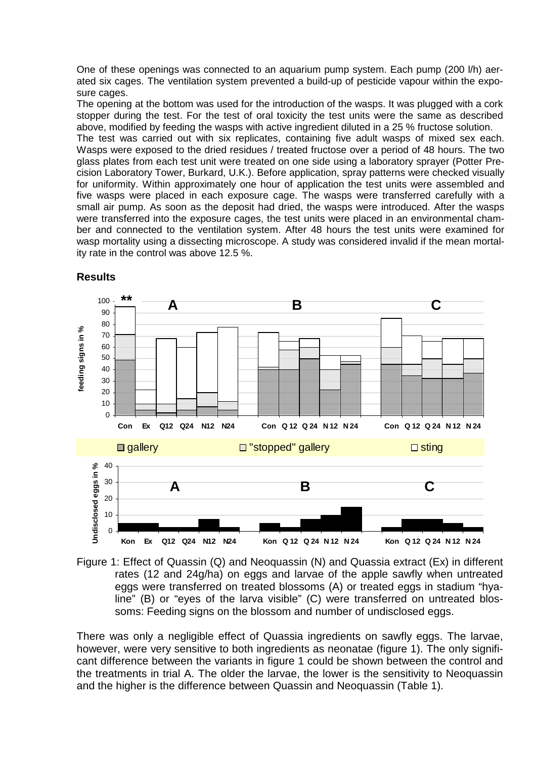One of these openings was connected to an aquarium pump system. Each pump (200 l/h) aerated six cages. The ventilation system prevented a build-up of pesticide vapour within the exposure cages.

The opening at the bottom was used for the introduction of the wasps. It was plugged with a cork stopper during the test. For the test of oral toxicity the test units were the same as described above, modified by feeding the wasps with active ingredient diluted in a 25 % fructose solution.

The test was carried out with six replicates, containing five adult wasps of mixed sex each. Wasps were exposed to the dried residues / treated fructose over a period of 48 hours. The two glass plates from each test unit were treated on one side using a laboratory sprayer (Potter Precision Laboratory Tower, Burkard, U.K.). Before application, spray patterns were checked visually for uniformity. Within approximately one hour of application the test units were assembled and five wasps were placed in each exposure cage. The wasps were transferred carefully with a small air pump. As soon as the deposit had dried, the wasps were introduced. After the wasps were transferred into the exposure cages, the test units were placed in an environmental chamber and connected to the ventilation system. After 48 hours the test units were examined for wasp mortality using a dissecting microscope. A study was considered invalid if the mean mortality rate in the control was above 12.5 %.

## Results

Figure 1: Effect of Quassin (Q) and Neoquassin (N) and Quassia extract (Ex) in different rates (12 and 24g/ha) on eggs and larvae of the apple sawfly when untreated eggs were transferred on treated blossoms (A) or treated eggs in stadium "hyaline" (B) or "eyes of the larva visible" (C) were transferred on untreated blossoms: Feeding signs on the blossom and number of undisclosed eggs.

There was only a negligible effect of Quassia ingredients on sawfly eggs. The larvae, however, were very sensitive to both ingredients as neonatae (figure 1). The only significant difference between the variants in figure 1 could be shown between the control and the treatments in trial A. The older the larvae, the lower is the sensitivity to Neoquassin and the higher is the difference between Quassin and Neoquassin (Table 1).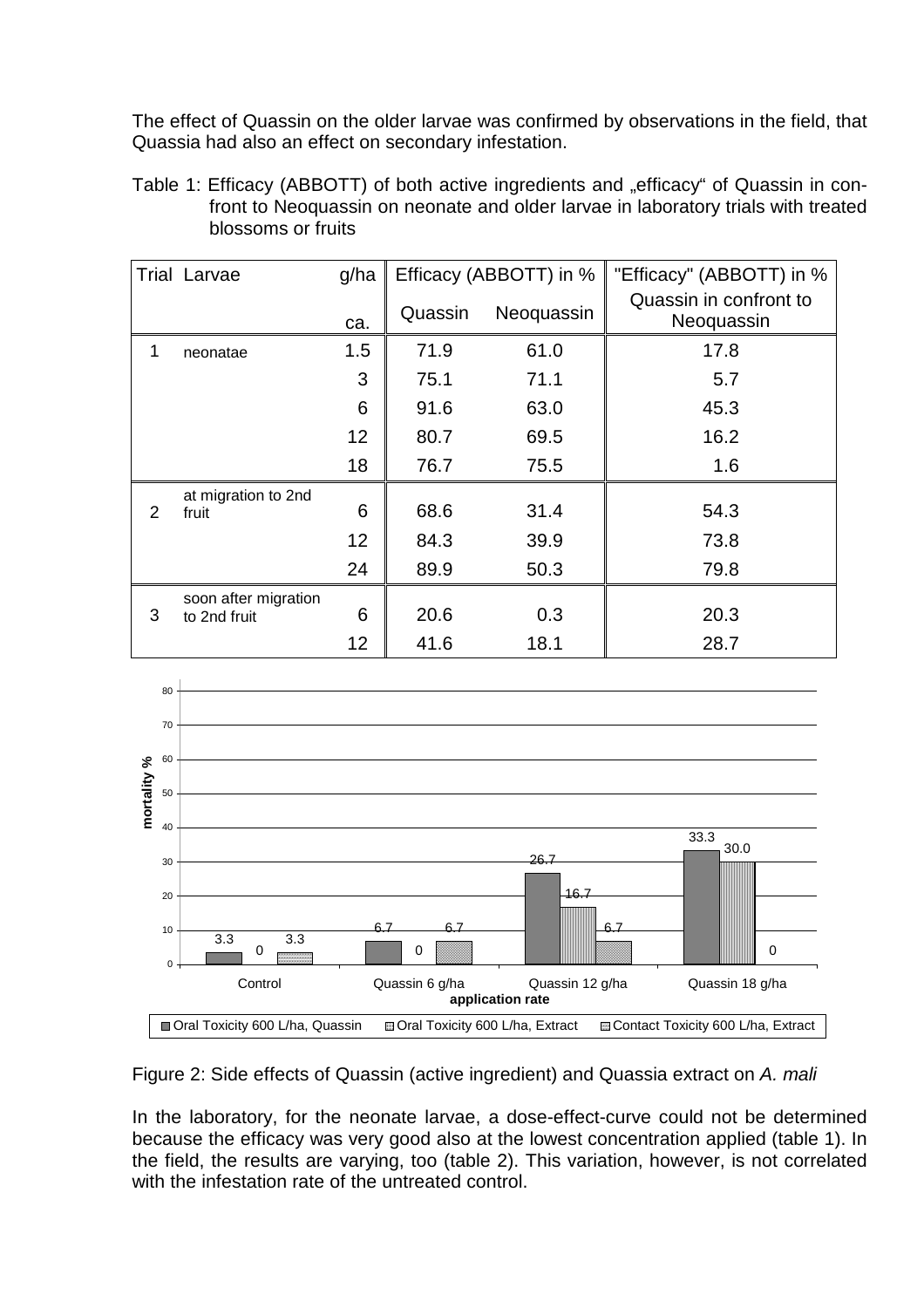The effect of Quassin on the older larvae was confirmed by observations in the field, that Quassia had also an effect on secondary infestation.

Table 1: Efficacy (ABBOTT) of both active ingredients and „efficacy" of Quassin in confront to Neoquassin on neonate and older larvae in laboratory trials with treated blossoms or fruits

| Trial | Larvae | g/ha ca. | Efficacy (ABBOTT) in % | | "Efficacy" (ABBOTT) in % |
|---|---|---|---|---|---|
| | | | Quassin | Neoquassin | Quassin in confront to Neoquassin |
| 1 | neonatae | 1.5 | 71.9 | 61.0 | 17.8 |
| | | 3 | 75.1 | 71.1 | 5.7 |
| | | 6 | 91.6 | 63.0 | 45.3 |
| | | 12 | 80.7 | 69.5 | 16.2 |
| | | 18 | 76.7 | 75.5 | 1.6 |
| 2 | at migration to 2nd fruit | 6 | 68.6 | 31.4 | 54.3 |
| | | 12 | 84.3 | 39.9 | 73.8 |
| | | 24 | 89.9 | 50.3 | 79.8 |
| 3 | soon after migration to 2nd fruit | 6 | 20.6 | 0.3 | 20.3 |
| | | 12 | 41.6 | 18.1 | 28.7 |

| application rate | Oral Toxicity 600 L/ha, Quassin | Oral Toxicity 600 L/ha, Extract | Contact Toxicity 600 L/ha, Extract |
|---|---|---|---|
| Control | 3.3 | 0 | 3.3 |
| Quassin 6 g/ha | 6.7 | 0 | 6.7 |
| Quassin 12 g/ha | 26.7 | 16.7 | 6.7 |
| Quassin 18 g/ha | 33.3 | 30.0 | 0 |

Figure 2: Side effects of Quassin (active ingredient) and Quassia extract on *A. mali*

In the laboratory, for the neonate larvae, a dose-effect-curve could not be determined because the efficacy was very good also at the lowest concentration applied (table 1). In the field, the results are varying, too (table 2). This variation, however, is not correlated with the infestation rate of the untreated control.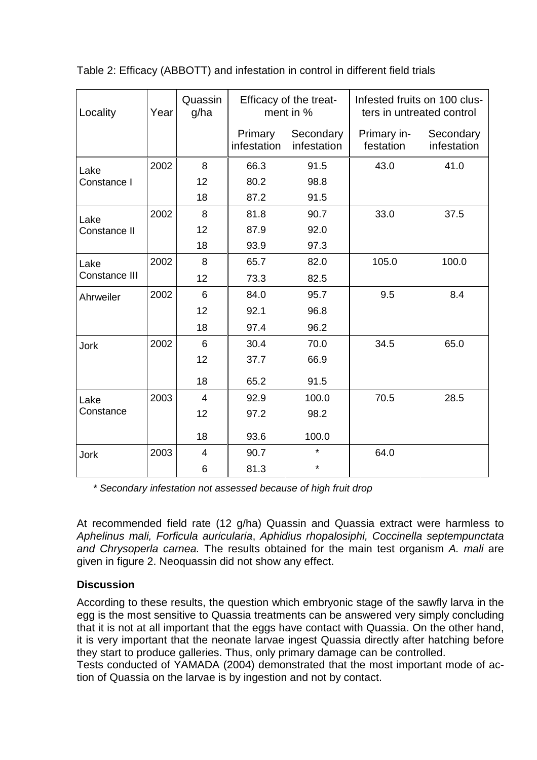Table 2: Efficacy (ABBOTT) and infestation in control in different field trials

| Locality | Year | Quassin g/ha | Efficacy of the treatment in % | | Infested fruits on 100 clusters in untreated control | |
|---|---|---|---|---|---|---|
| | | | Primary infestation | Secondary infestation | Primary infestation | Secondary infestation |
| Lake Constance I | 2002 | 8 | 66.3 | 91.5 | 43.0 | 41.0 |
| | | 12 | 80.2 | 98.8 | | |
| | | 18 | 87.2 | 91.5 | | |
| Lake Constance II | 2002 | 8 | 81.8 | 90.7 | 33.0 | 37.5 |
| | | 12 | 87.9 | 92.0 | | |
| | | 18 | 93.9 | 97.3 | | |
| Lake Constance III | 2002 | 8 | 65.7 | 82.0 | 105.0 | 100.0 |
| | | 12 | 73.3 | 82.5 | | |
| Ahrweiler | 2002 | 6 | 84.0 | 95.7 | 9.5 | 8.4 |
| | | 12 | 92.1 | 96.8 | | |
| | | 18 | 97.4 | 96.2 | | |
| Jork | 2002 | 6 | 30.4 | 70.0 | 34.5 | 65.0 |
| | | 12 | 37.7 | 66.9 | | |
| | | 18 | 65.2 | 91.5 | | |
| Lake Constance | 2003 | 4 | 92.9 | 100.0 | 70.5 | 28.5 |
| | | 12 | 97.2 | 98.2 | | |
| | | 18 | 93.6 | 100.0 | | |
| Jork | 2003 | 4 | 90.7 | * | 64.0 | |
| | | 6 | 81.3 | * | | |

*\* Secondary infestation not assessed because of high fruit drop*

At recommended field rate (12 g/ha) Quassin and Quassia extract were harmless to *Aphelinus mali, Forficula auricularia*, *Aphidius rhopalosiphi, Coccinella septempunctata and Chrysoperla carnea.* The results obtained for the main test organism *A. mali* are given in figure 2. Neoquassin did not show any effect.

## Discussion

According to these results, the question which embryonic stage of the sawfly larva in the egg is the most sensitive to Quassia treatments can be answered very simply concluding that it is not at all important that the eggs have contact with Quassia. On the other hand, it is very important that the neonate larvae ingest Quassia directly after hatching before they start to produce galleries. Thus, only primary damage can be controlled.

Tests conducted of YAMADA (2004) demonstrated that the most important mode of action of Quassia on the larvae is by ingestion and not by contact.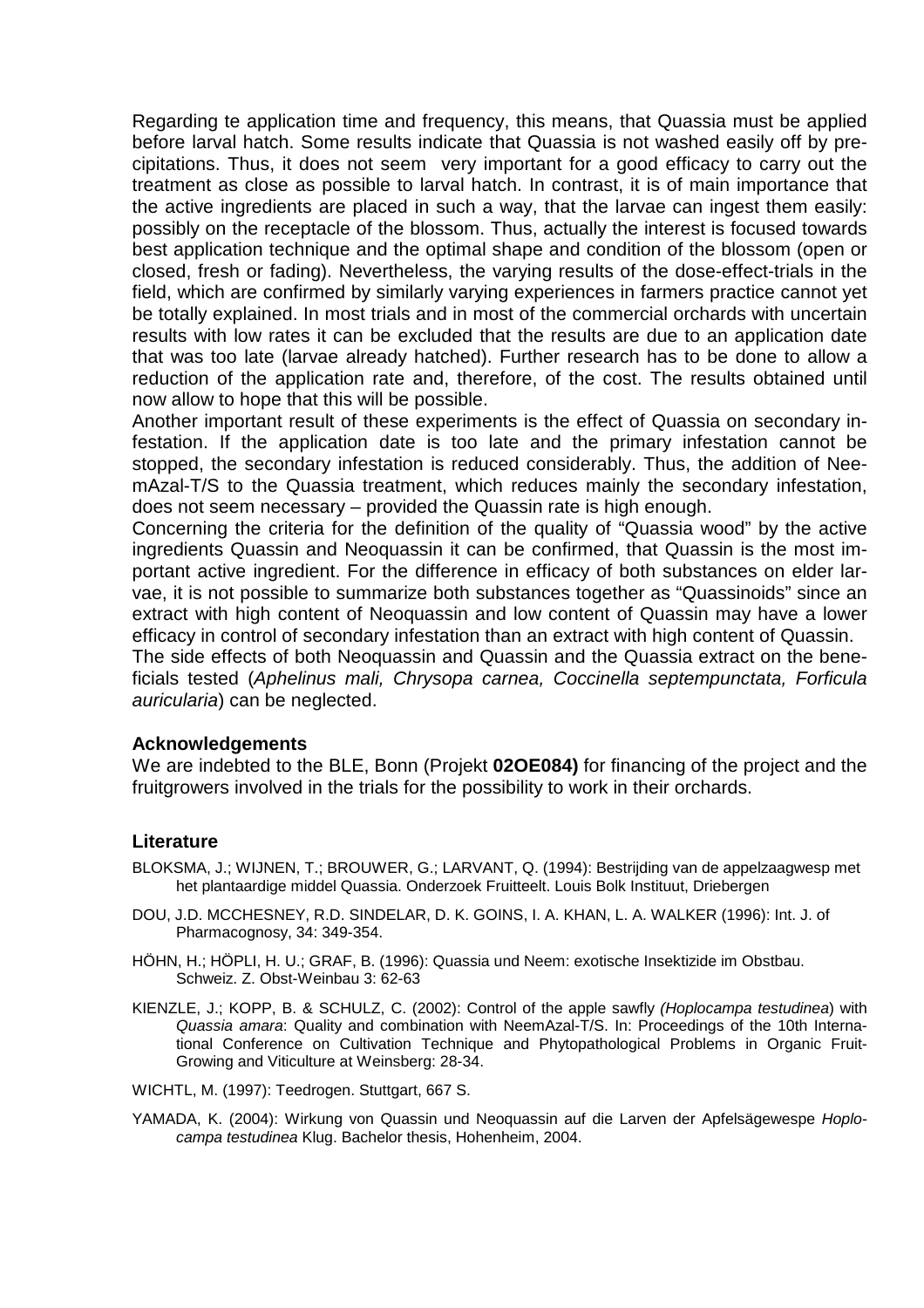Regarding te application time and frequency, this means, that Quassia must be applied before larval hatch. Some results indicate that Quassia is not washed easily off by precipitations. Thus, it does not seem very important for a good efficacy to carry out the treatment as close as possible to larval hatch. In contrast, it is of main importance that the active ingredients are placed in such a way, that the larvae can ingest them easily: possibly on the receptacle of the blossom. Thus, actually the interest is focused towards best application technique and the optimal shape and condition of the blossom (open or closed, fresh or fading). Nevertheless, the varying results of the dose-effect-trials in the field, which are confirmed by similarly varying experiences in farmers practice cannot yet be totally explained. In most trials and in most of the commercial orchards with uncertain results with low rates it can be excluded that the results are due to an application date that was too late (larvae already hatched). Further research has to be done to allow a reduction of the application rate and, therefore, of the cost. The results obtained until now allow to hope that this will be possible.

Another important result of these experiments is the effect of Quassia on secondary infestation. If the application date is too late and the primary infestation cannot be stopped, the secondary infestation is reduced considerably. Thus, the addition of NeemAzal-T/S to the Quassia treatment, which reduces mainly the secondary infestation, does not seem necessary – provided the Quassin rate is high enough.

Concerning the criteria for the definition of the quality of "Quassia wood" by the active ingredients Quassin and Neoquassin it can be confirmed, that Quassin is the most important active ingredient. For the difference in efficacy of both substances on elder larvae, it is not possible to summarize both substances together as "Quassinoids" since an extract with high content of Neoquassin and low content of Quassin may have a lower efficacy in control of secondary infestation than an extract with high content of Quassin.

The side effects of both Neoquassin and Quassin and the Quassia extract on the beneficials tested (*Aphelinus mali, Chrysopa carnea, Coccinella septempunctata, Forficula auricularia*) can be neglected.

### Acknowledgements

We are indebted to the BLE, Bonn (Projekt **02OE084)** for financing of the project and the fruitgrowers involved in the trials for the possibility to work in their orchards.

### Literature

BLOKSMA, J.; WIJNEN, T.; BROUWER, G.; LARVANT, Q. (1994): Bestrijding van de appelzaagwesp met het plantaardige middel Quassia. Onderzoek Fruitteelt. Louis Bolk Instituut, Driebergen

DOU, J.D. MCCHESNEY, R.D. SINDELAR, D. K. GOINS, I. A. KHAN, L. A. WALKER (1996): Int. J. of Pharmacognosy, 34: 349-354.

HÖHN, H.; HÖPLI, H. U.; GRAF, B. (1996): Quassia und Neem: exotische Insektizide im Obstbau. Schweiz. Z. Obst-Weinbau 3: 62-63

KIENZLE, J.; KOPP, B. & SCHULZ, C. (2002): Control of the apple sawfly *(Hoplocampa testudinea*) with *Quassia amara*: Quality and combination with NeemAzal-T/S. In: Proceedings of the 10th International Conference on Cultivation Technique and Phytopathological Problems in Organic Fruit-Growing and Viticulture at Weinsberg: 28-34.

WICHTL, M. (1997): Teedrogen. Stuttgart, 667 S.

YAMADA, K. (2004): Wirkung von Quassin und Neoquassin auf die Larven der Apfelsägewespe *Hoplocampa testudinea* Klug. Bachelor thesis, Hohenheim, 2004.